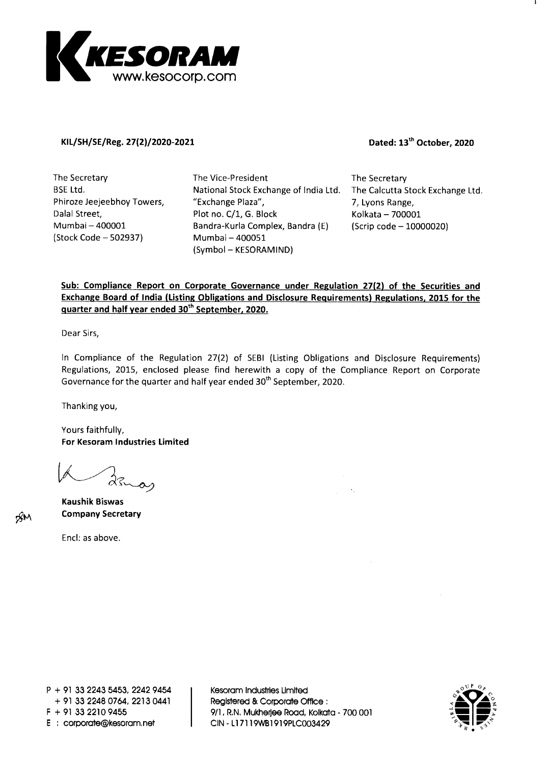**KESORAM**
www.kesocorp.com

**KIL/SH/SE/Reg. 27(2)/2020-2021** **Dated: 13th October, 2020**

The Secretary
BSE Ltd.
Phiroze Jeejeebhoy Towers,
Dalal Street,
Mumbai – 400001
(Stock Code – 502937)

The Vice-President
National Stock Exchange of India Ltd.
"Exchange Plaza",
Plot no. C/1, G. Block
Bandra-Kurla Complex, Bandra (E)
Mumbai – 400051
(Symbol – KESORAMIND)

The Secretary
The Calcutta Stock Exchange Ltd.
7, Lyons Range,
Kolkata – 700001
(Scrip code – 10000020)

**Sub: Compliance Report on Corporate Governance under Regulation 27(2) of the Securities and Exchange Board of India (Listing Obligations and Disclosure Requirements) Regulations, 2015 for the quarter and half year ended 30th September, 2020.**

Dear Sirs,

In Compliance of the Regulation 27(2) of SEBI (Listing Obligations and Disclosure Requirements) Regulations, 2015, enclosed please find herewith a copy of the Compliance Report on Corporate Governance for the quarter and half year ended 30th September, 2020.

Thanking you,

Yours faithfully,
**For Kesoram Industries Limited**

**Kaushik Biswas**
**Company Secretary**

Encl: as above.

P + 91 33 2243 5453, 2242 9454
+ 91 33 2248 0764, 2213 0441
F + 91 33 2210 9455
E : corporate@kesoram.net

Kesoram Industries Limited
Registered & Corporate Office :
9/1, R.N. Mukherjee Road, Kolkata - 700 001
CIN - L17119WB1919PLC003429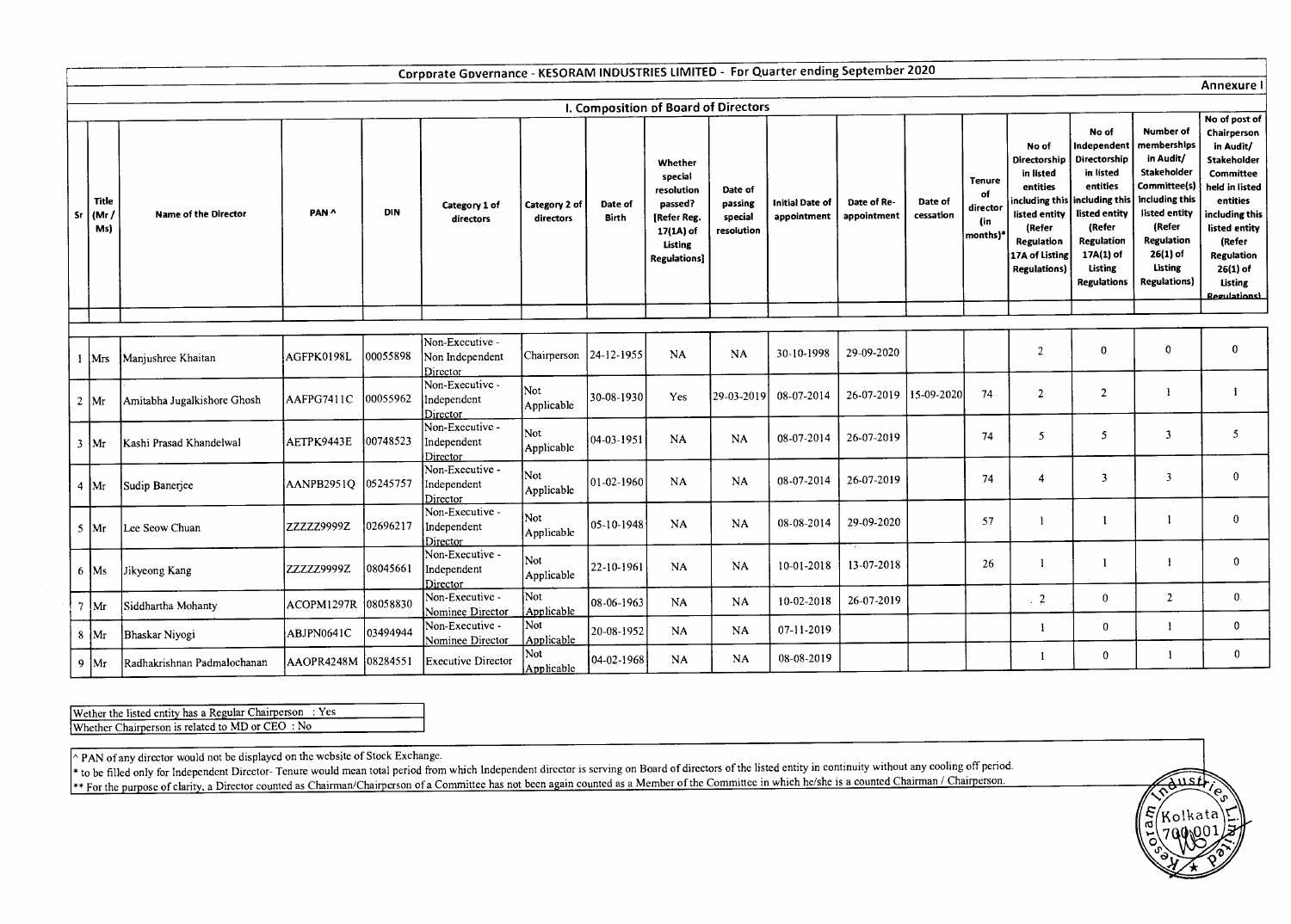# Corporate Governance - KESORAM INDUSTRIES LIMITED - For Quarter ending September 2020

Annexure I

## I. Composition of Board of Directors

| Sr | Title (Mr / Ms) | Name of the Director | PAN ^ | DIN | Category 1 of directors | Category 2 of directors | Date of Birth | Whether special resolution passed? [Refer Reg. 17(1A) of Listing Regulations] | Date of passing special resolution | Initial Date of appointment | Date of Re-appointment | Date of cessation | Tenure of director (in months)* | No of Directorship in listed entities including this listed entity (Refer Regulation 17A of Listing Regulations) | No of Independent Directorship in listed entities including this listed entity (Refer Regulation 17A(1) of Listing Regulations | Number of memberships in Audit/ Stakeholder Committee(s) including this listed entity (Refer Regulation 26(1) of Listing Regulations) | No of post of Chairperson in Audit/ Stakeholder Committee held in listed entities including this listed entity (Refer Regulation 26(1) of Listing Regulations) |
|---|---|---|---|---|---|---|---|---|---|---|---|---|---|---|---|---|---|
| 1 | Mrs | Manjushree Khaitan | AGFPK0198L | 00055898 | Non-Executive - Non Independent Director | Chairperson | 24-12-1955 | NA | NA | 30-10-1998 | 29-09-2020 | | | 2 | 0 | 0 | 0 |
| 2 | Mr | Amitabha Jugalkishore Ghosh | AAFPG7411C | 00055962 | Non-Executive - Independent Director | Not Applicable | 30-08-1930 | Yes | 29-03-2019 | 08-07-2014 | 26-07-2019 | 15-09-2020 | 74 | 2 | 2 | 1 | 1 |
| 3 | Mr | Kashi Prasad Khandelwal | AETPK9443E | 00748523 | Non-Executive - Independent Director | Not Applicable | 04-03-1951 | NA | NA | 08-07-2014 | 26-07-2019 | | 74 | 5 | 5 | 3 | 5 |
| 4 | Mr | Sudip Banerjee | AANPB2951Q | 05245757 | Non-Executive - Independent Director | Not Applicable | 01-02-1960 | NA | NA | 08-07-2014 | 26-07-2019 | | 74 | 4 | 3 | 3 | 0 |
| 5 | Mr | Lee Seow Chuan | ZZZZZ9999Z | 02696217 | Non-Executive - Independent Director | Not Applicable | 05-10-1948 | NA | NA | 08-08-2014 | 29-09-2020 | | 57 | 1 | 1 | 1 | 0 |
| 6 | Ms | Jikyeong Kang | ZZZZZ9999Z | 08045661 | Non-Executive - Independent Director | Not Applicable | 22-10-1961 | NA | NA | 10-01-2018 | 13-07-2018 | | 26 | 1 | 1 | 1 | 0 |
| 7 | Mr | Siddhartha Mohanty | ACOPM1297R | 08058830 | Non-Executive - Nominee Director | Not Applicable | 08-06-1963 | NA | NA | 10-02-2018 | 26-07-2019 | | | 2 | 0 | 2 | 0 |
| 8 | Mr | Bhaskar Niyogi | ABJPN0641C | 03494944 | Non-Executive - Nominee Director | Not Applicable | 20-08-1952 | NA | NA | 07-11-2019 | | | | 1 | 0 | 1 | 0 |
| 9 | Mr | Radhakrishnan Padmalochanan | AAOPR4248M | 08284551 | Executive Director | Not Applicable | 04-02-1968 | NA | NA | 08-08-2019 | | | | 1 | 0 | 1 | 0 |

| | |
|---|---|
| Wether the listed entity has a Regular Chairperson | : Yes |
| Whether Chairperson is related to MD or CEO | : No |

^ PAN of any director would not be displayed on the website of Stock Exchange.

* to be filled only for Independent Director- Tenure would mean total period from which Independent director is serving on Board of directors of the listed entity in continuity without any cooling off period.

** For the purpose of clarity, a Director counted as Chairman/Chairperson of a Committee has not been again counted as a Member of the Committee in which he/she is a counted Chairman / Chairperson.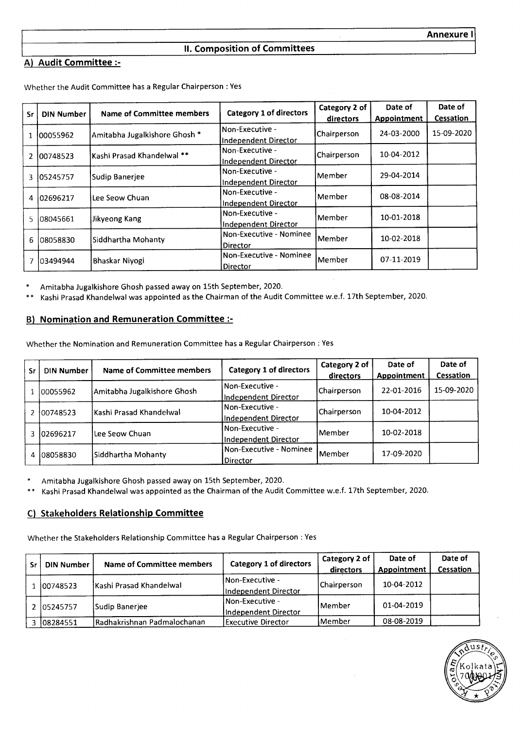Annexure I

## II. Composition of Committees

### A) Audit Committee :-

Whether the Audit Committee has a Regular Chairperson : Yes

| Sr | DIN Number | Name of Committee members | Category 1 of directors | Category 2 of directors | Date of Appointment | Date of Cessation |
|---|---|---|---|---|---|---|
| 1 | 00055962 | Amitabha Jugalkishore Ghosh * | Non-Executive - Independent Director | Chairperson | 24-03-2000 | 15-09-2020 |
| 2 | 00748523 | Kashi Prasad Khandelwal ** | Non-Executive - Independent Director | Chairperson | 10-04-2012 | |
| 3 | 05245757 | Sudip Banerjee | Non-Executive - Independent Director | Member | 29-04-2014 | |
| 4 | 02696217 | Lee Seow Chuan | Non-Executive - Independent Director | Member | 08-08-2014 | |
| 5 | 08045661 | Jikyeong Kang | Non-Executive - Independent Director | Member | 10-01-2018 | |
| 6 | 08058830 | Siddhartha Mohanty | Non-Executive - Nominee Director | Member | 10-02-2018 | |
| 7 | 03494944 | Bhaskar Niyogi | Non-Executive - Nominee Director | Member | 07-11-2019 | |

\* Amitabha Jugalkishore Ghosh passed away on 15th September, 2020.

\*\* Kashi Prasad Khandelwal was appointed as the Chairman of the Audit Committee w.e.f. 17th September, 2020.

### B) Nomination and Remuneration Committee :-

Whether the Nomination and Remuneration Committee has a Regular Chairperson : Yes

| Sr | DIN Number | Name of Committee members | Category 1 of directors | Category 2 of directors | Date of Appointment | Date of Cessation |
|---|---|---|---|---|---|---|
| 1 | 00055962 | Amitabha Jugalkishore Ghosh | Non-Executive - Independent Director | Chairperson | 22-01-2016 | 15-09-2020 |
| 2 | 00748523 | Kashi Prasad Khandelwal | Non-Executive - Independent Director | Chairperson | 10-04-2012 | |
| 3 | 02696217 | Lee Seow Chuan | Non-Executive - Independent Director | Member | 10-02-2018 | |
| 4 | 08058830 | Siddhartha Mohanty | Non-Executive - Nominee Director | Member | 17-09-2020 | |

\* Amitabha Jugalkishore Ghosh passed away on 15th September, 2020.

\*\* Kashi Prasad Khandelwal was appointed as the Chairman of the Audit Committee w.e.f. 17th September, 2020.

### C) Stakeholders Relationship Committee

Whether the Stakeholders Relationship Committee has a Regular Chairperson : Yes

| Sr | DIN Number | Name of Committee members | Category 1 of directors | Category 2 of directors | Date of Appointment | Date of Cessation |
|---|---|---|---|---|---|---|
| 1 | 00748523 | Kashi Prasad Khandelwal | Non-Executive - Independent Director | Chairperson | 10-04-2012 | |
| 2 | 05245757 | Sudip Banerjee | Non-Executive - Independent Director | Member | 01-04-2019 | |
| 3 | 08284551 | Radhakrishnan Padmalochanan | Executive Director | Member | 08-08-2019 | |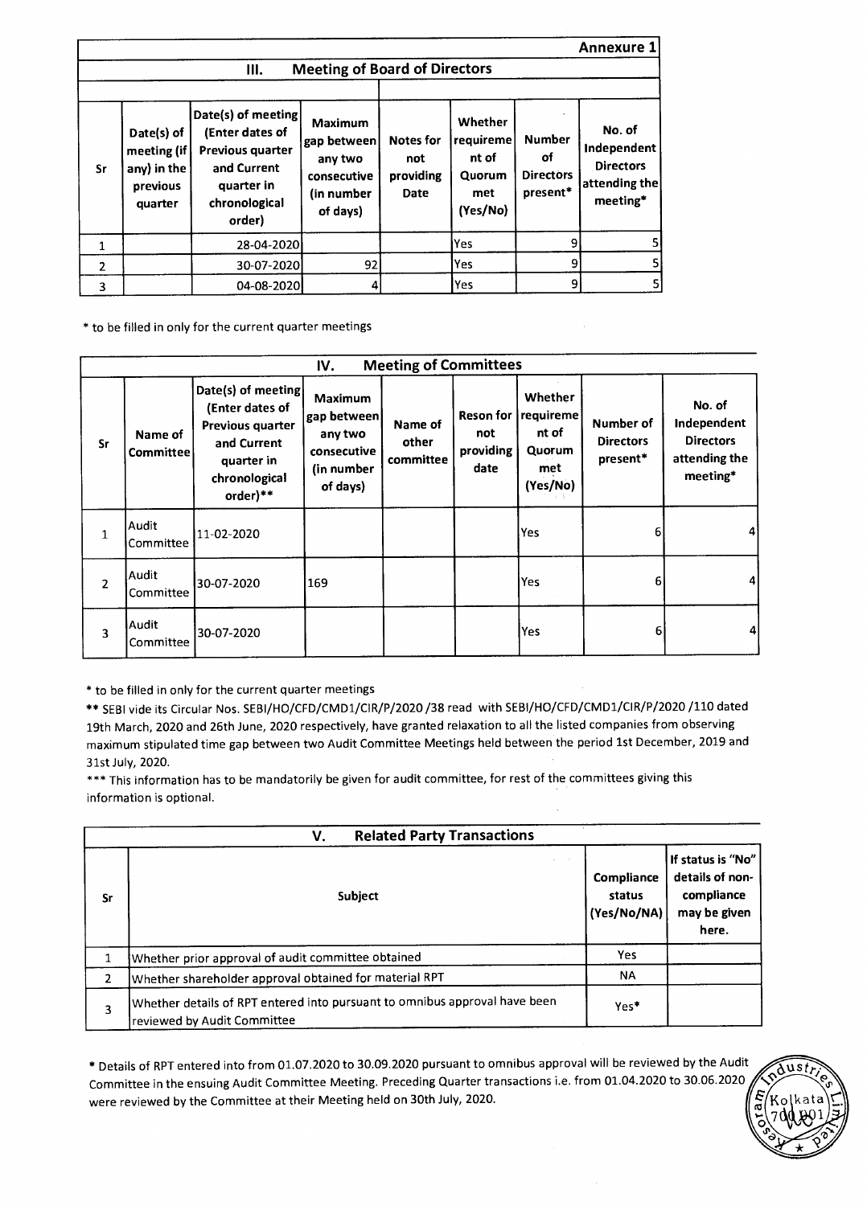Annexure 1

## III. Meeting of Board of Directors

| Sr | Date(s) of meeting (if any) in the previous quarter | Date(s) of meeting (Enter dates of Previous quarter and Current quarter in chronological order) | Maximum gap between any two consecutive (in number of days) | Notes for not providing Date | Whether requirement of Quorum met (Yes/No) | Number of Directors present* | No. of Independent Directors attending the meeting* |
|---|---|---|---|---|---|---|---|
| 1 | | 28-04-2020 | | | Yes | 9 | 5 |
| 2 | | 30-07-2020 | 92 | | Yes | 9 | 5 |
| 3 | | 04-08-2020 | 4 | | Yes | 9 | 5 |

* to be filled in only for the current quarter meetings

## IV. Meeting of Committees

| Sr | Name of Committee | Date(s) of meeting (Enter dates of Previous quarter and Current quarter in chronological order)** | Maximum gap between any two consecutive (in number of days) | Name of other committee | Reson for not providing date | Whether requirement of Quorum met (Yes/No) | Number of Directors present* | No. of Independent Directors attending the meeting* |
|---|---|---|---|---|---|---|---|---|
| 1 | Audit Committee | 11-02-2020 | | | | Yes | 6 | 4 |
| 2 | Audit Committee | 30-07-2020 | 169 | | | Yes | 6 | 4 |
| 3 | Audit Committee | 30-07-2020 | | | | Yes | 6 | 4 |

* to be filled in only for the current quarter meetings

** SEBI vide its Circular Nos. SEBI/HO/CFD/CMD1/CIR/P/2020 /38 read with SEBI/HO/CFD/CMD1/CIR/P/2020 /110 dated 19th March, 2020 and 26th June, 2020 respectively, have granted relaxation to all the listed companies from observing maximum stipulated time gap between two Audit Committee Meetings held between the period 1st December, 2019 and 31st July, 2020.

*** This information has to be mandatorily be given for audit committee, for rest of the committees giving this information is optional.

## V. Related Party Transactions

| Sr | Subject | Compliance status (Yes/No/NA) | If status is "No" details of non-compliance may be given here. |
|---|---|---|---|
| 1 | Whether prior approval of audit committee obtained | Yes | |
| 2 | Whether shareholder approval obtained for material RPT | NA | |
| 3 | Whether details of RPT entered into pursuant to omnibus approval have been reviewed by Audit Committee | Yes* | |

* Details of RPT entered into from 01.07.2020 to 30.09.2020 pursuant to omnibus approval will be reviewed by the Audit Committee in the ensuing Audit Committee Meeting. Preceding Quarter transactions i.e. from 01.04.2020 to 30.06.2020 were reviewed by the Committee at their Meeting held on 30th July, 2020.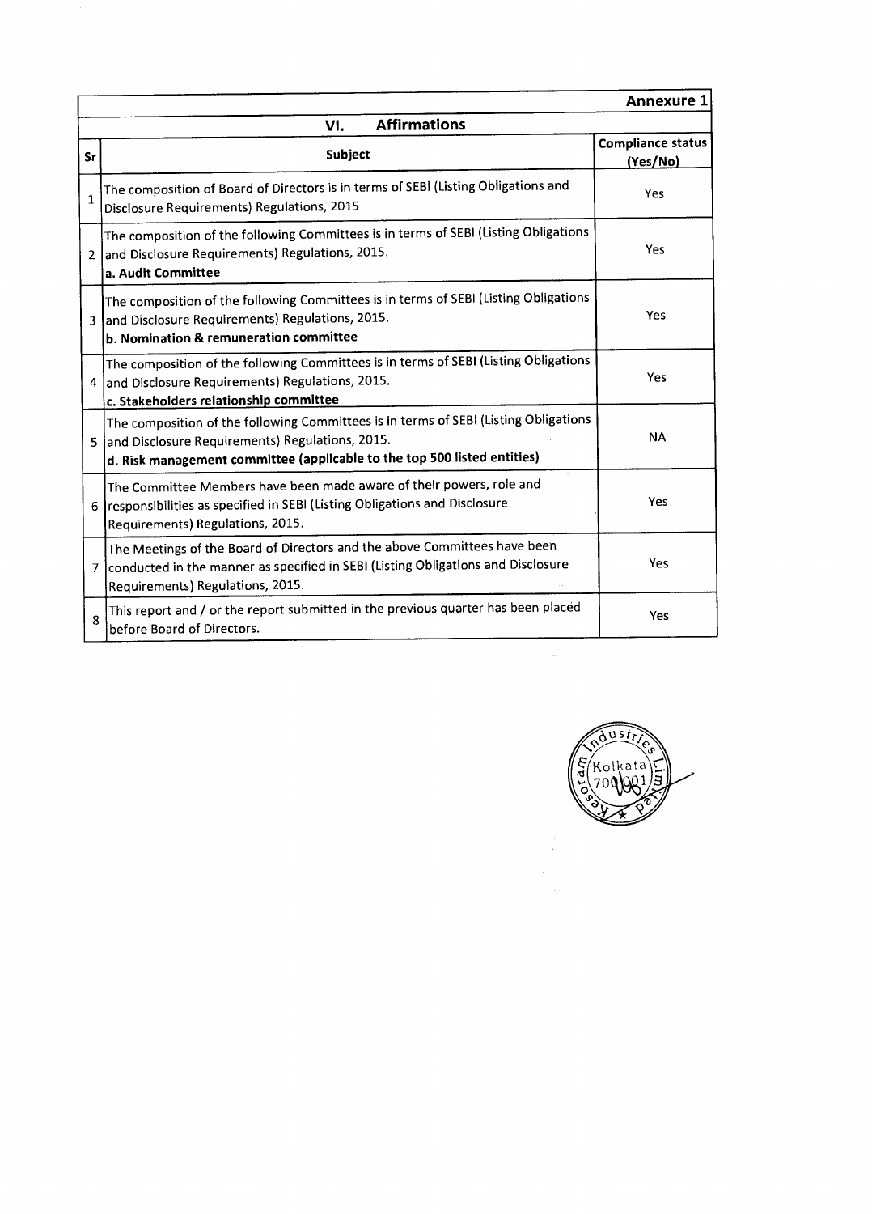**Annexure 1**

## VI. Affirmations

| Sr | Subject | Compliance status (Yes/No) |
|---|---|---|
| 1 | The composition of Board of Directors is in terms of SEBI (Listing Obligations and Disclosure Requirements) Regulations, 2015 | Yes |
| 2 | The composition of the following Committees is in terms of SEBI (Listing Obligations and Disclosure Requirements) Regulations, 2015. **a. Audit Committee** | Yes |
| 3 | The composition of the following Committees is in terms of SEBI (Listing Obligations and Disclosure Requirements) Regulations, 2015. **b. Nomination & remuneration committee** | Yes |
| 4 | The composition of the following Committees is in terms of SEBI (Listing Obligations and Disclosure Requirements) Regulations, 2015. **c. Stakeholders relationship committee** | Yes |
| 5 | The composition of the following Committees is in terms of SEBI (Listing Obligations and Disclosure Requirements) Regulations, 2015. **d. Risk management committee (applicable to the top 500 listed entities)** | NA |
| 6 | The Committee Members have been made aware of their powers, role and responsibilities as specified in SEBI (Listing Obligations and Disclosure Requirements) Regulations, 2015. | Yes |
| 7 | The Meetings of the Board of Directors and the above Committees have been conducted in the manner as specified in SEBI (Listing Obligations and Disclosure Requirements) Regulations, 2015. | Yes |
| 8 | This report and / or the report submitted in the previous quarter has been placed before Board of Directors. | Yes |

Kesoram Industries Limited, Kolkata 700001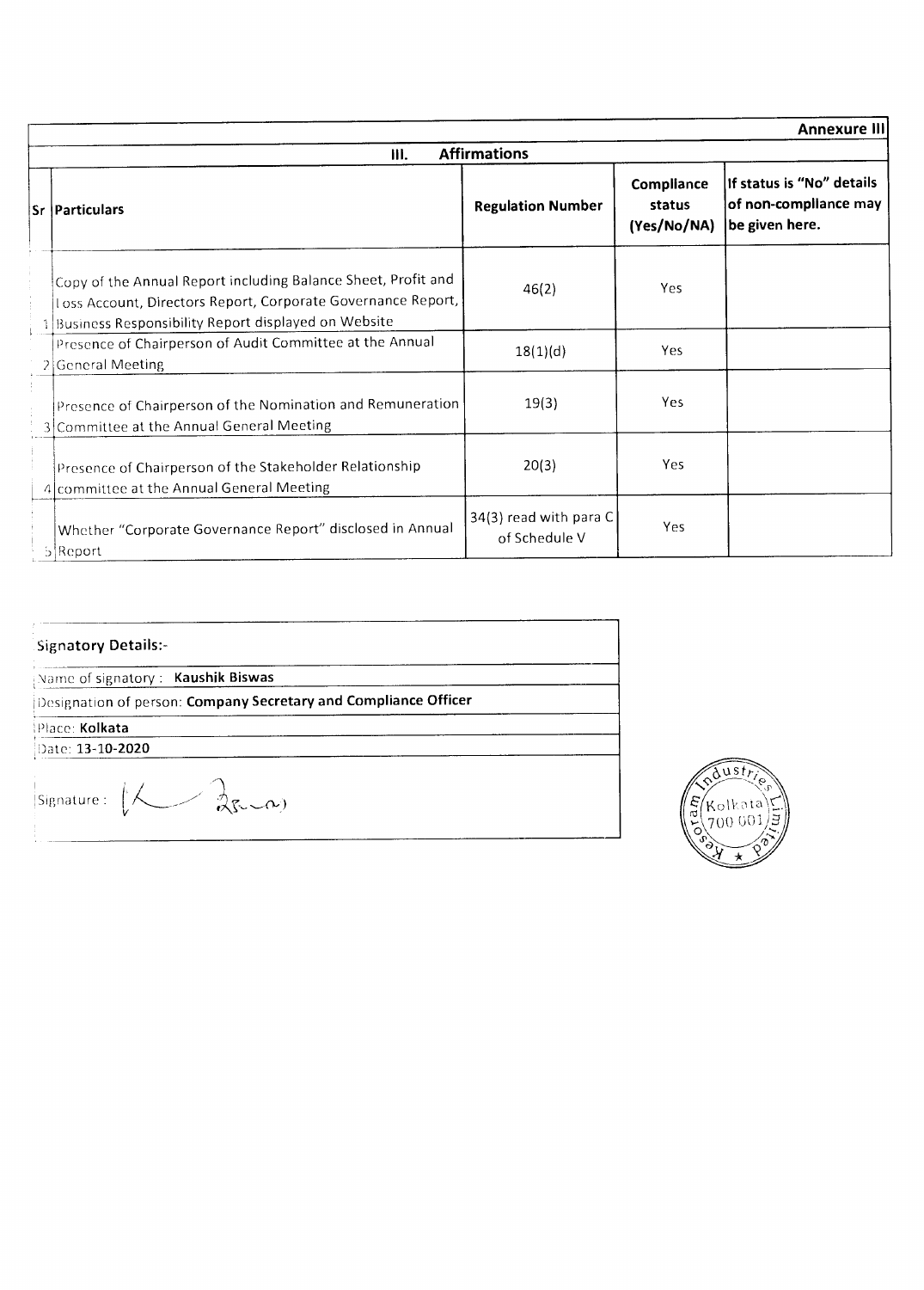**Annexure III**

## III. Affirmations

| Sr | Particulars | Regulation Number | Compliance status (Yes/No/NA) | If status is "No" details of non-compliance may be given here. |
|---|---|---|---|---|
| 1 | Copy of the Annual Report including Balance Sheet, Profit and Loss Account, Directors Report, Corporate Governance Report, Business Responsibility Report displayed on Website | 46(2) | Yes | |
| 2 | Presence of Chairperson of Audit Committee at the Annual General Meeting | 18(1)(d) | Yes | |
| 3 | Presence of Chairperson of the Nomination and Remuneration Committee at the Annual General Meeting | 19(3) | Yes | |
| 4 | Presence of Chairperson of the Stakeholder Relationship committee at the Annual General Meeting | 20(3) | Yes | |
| 5 | Whether "Corporate Governance Report" disclosed in Annual Report | 34(3) read with para C of Schedule V | Yes | |

**Signatory Details:-**

Name of signatory : **Kaushik Biswas**

Designation of person: **Company Secretary and Compliance Officer**

Place: **Kolkata**

Date: **13-10-2020**

Signature :

Kesoram Industries Limited, Kolkata 700 001